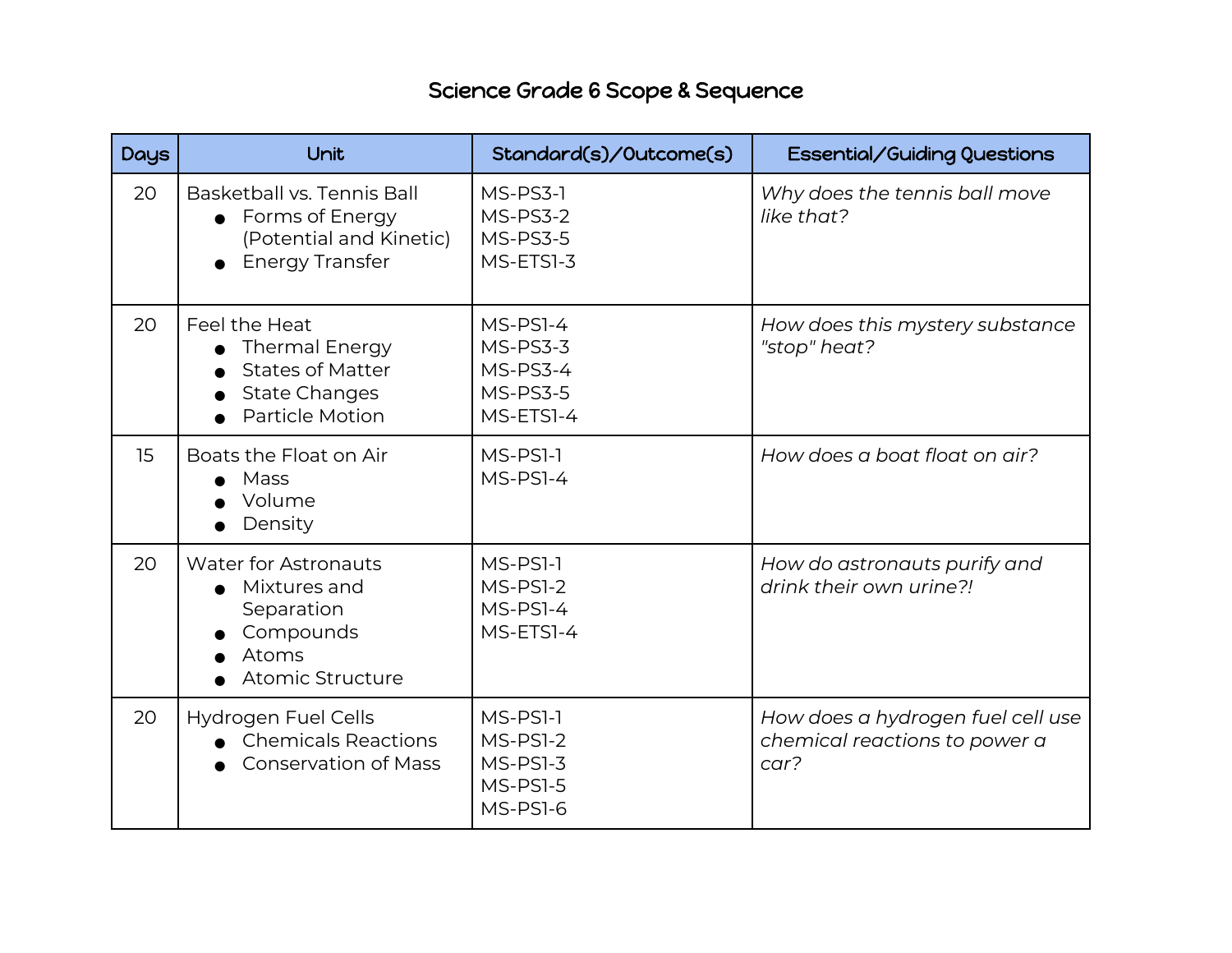# Science Grade 6 Scope & Sequence

| Days | Unit | Standard(s)/Outcome(s) | Essential/Guiding Questions |
|---|---|---|---|
| 20 | Basketball vs. Tennis Ball<br>● Forms of Energy (Potential and Kinetic)<br>● Energy Transfer | MS-PS3-1<br>MS-PS3-2<br>MS-PS3-5<br>MS-ETS1-3 | *Why does the tennis ball move like that?* |
| 20 | Feel the Heat<br>● Thermal Energy<br>● States of Matter<br>● State Changes<br>● Particle Motion | MS-PS1-4<br>MS-PS3-3<br>MS-PS3-4<br>MS-PS3-5<br>MS-ETS1-4 | *How does this mystery substance "stop" heat?* |
| 15 | Boats the Float on Air<br>● Mass<br>● Volume<br>● Density | MS-PS1-1<br>MS-PS1-4 | *How does a boat float on air?* |
| 20 | Water for Astronauts<br>● Mixtures and Separation<br>● Compounds<br>● Atoms<br>● Atomic Structure | MS-PS1-1<br>MS-PS1-2<br>MS-PS1-4<br>MS-ETS1-4 | *How do astronauts purify and drink their own urine?!* |
| 20 | Hydrogen Fuel Cells<br>● Chemicals Reactions<br>● Conservation of Mass | MS-PS1-1<br>MS-PS1-2<br>MS-PS1-3<br>MS-PS1-5<br>MS-PS1-6 | *How does a hydrogen fuel cell use chemical reactions to power a car?* |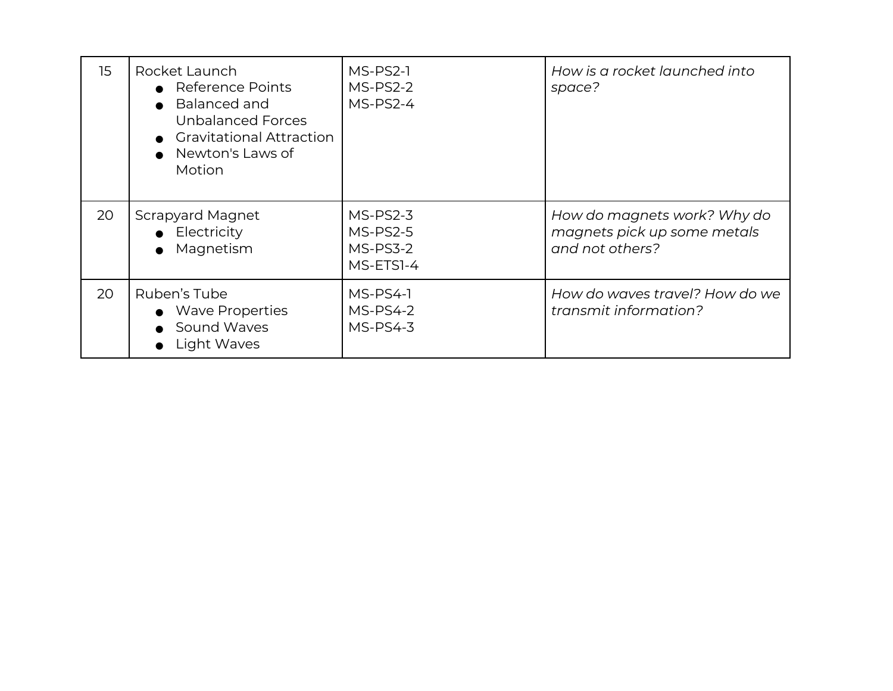| | | | |
|---|---|---|---|
| 15 | Rocket Launch<br>● Reference Points<br>● Balanced and Unbalanced Forces<br>● Gravitational Attraction<br>● Newton's Laws of Motion | MS-PS2-1<br>MS-PS2-2<br>MS-PS2-4 | *How is a rocket launched into space?* |
| 20 | Scrapyard Magnet<br>● Electricity<br>● Magnetism | MS-PS2-3<br>MS-PS2-5<br>MS-PS3-2<br>MS-ETS1-4 | *How do magnets work? Why do magnets pick up some metals and not others?* |
| 20 | Ruben's Tube<br>● Wave Properties<br>● Sound Waves<br>● Light Waves | MS-PS4-1<br>MS-PS4-2<br>MS-PS4-3 | *How do waves travel? How do we transmit information?* |